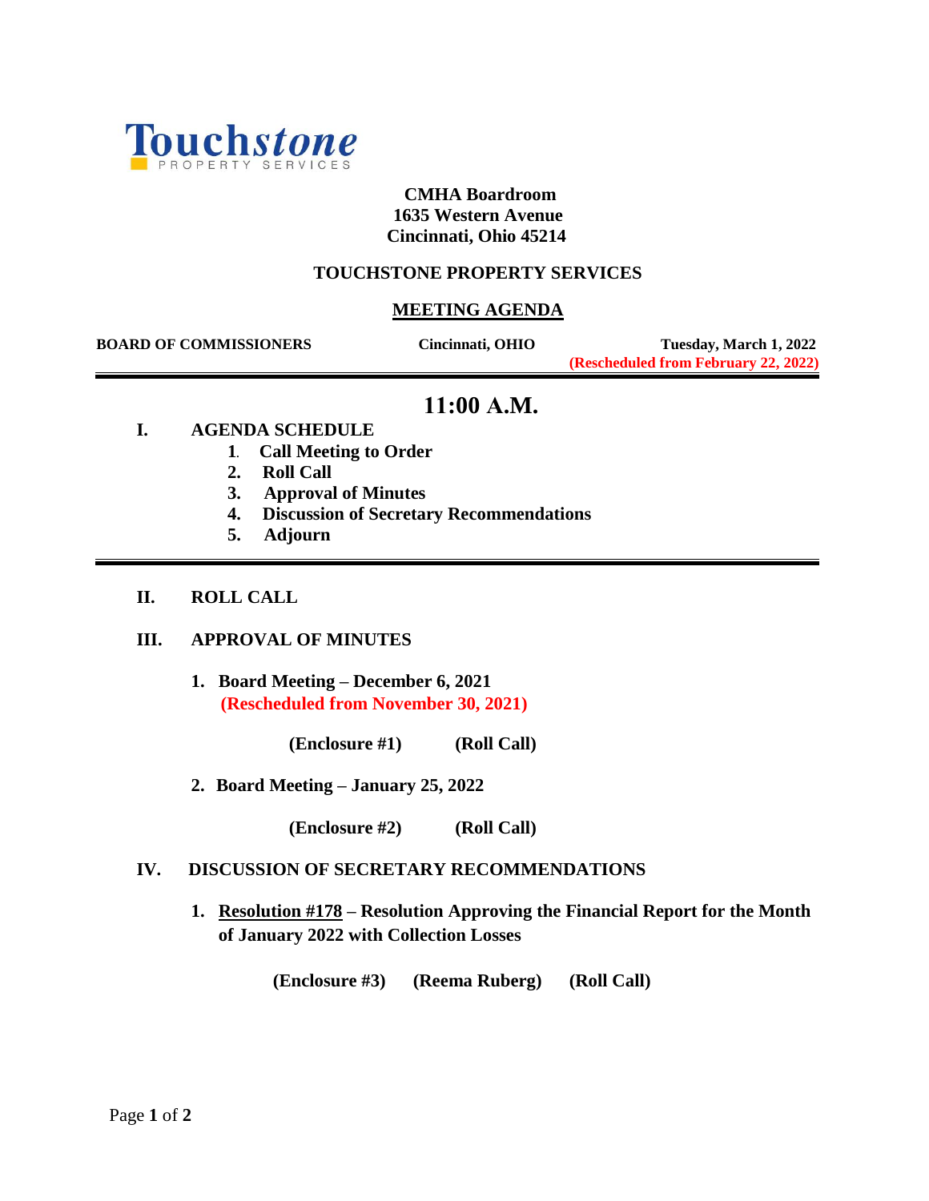**Touchstone** PROPERTY SERVICES

**CMHA Boardroom**
**1635 Western Avenue**
**Cincinnati, Ohio 45214**

## TOUCHSTONE PROPERTY SERVICES

## MEETING AGENDA

**BOARD OF COMMISSIONERS** **Cincinnati, OHIO** **Tuesday, March 1, 2022**
**(Rescheduled from February 22, 2022)**

---

# 11:00 A.M.

**I. AGENDA SCHEDULE**

1. **Call Meeting to Order**
2. **Roll Call**
3. **Approval of Minutes**
4. **Discussion of Secretary Recommendations**
5. **Adjourn**

---

**II. ROLL CALL**

**III. APPROVAL OF MINUTES**

1. **Board Meeting – December 6, 2021**
   **(Rescheduled from November 30, 2021)**

   **(Enclosure #1)** **(Roll Call)**

2. **Board Meeting – January 25, 2022**

   **(Enclosure #2)** **(Roll Call)**

**IV. DISCUSSION OF SECRETARY RECOMMENDATIONS**

1. **Resolution #178 – Resolution Approving the Financial Report for the Month of January 2022 with Collection Losses**

   **(Enclosure #3)** **(Reema Ruberg)** **(Roll Call)**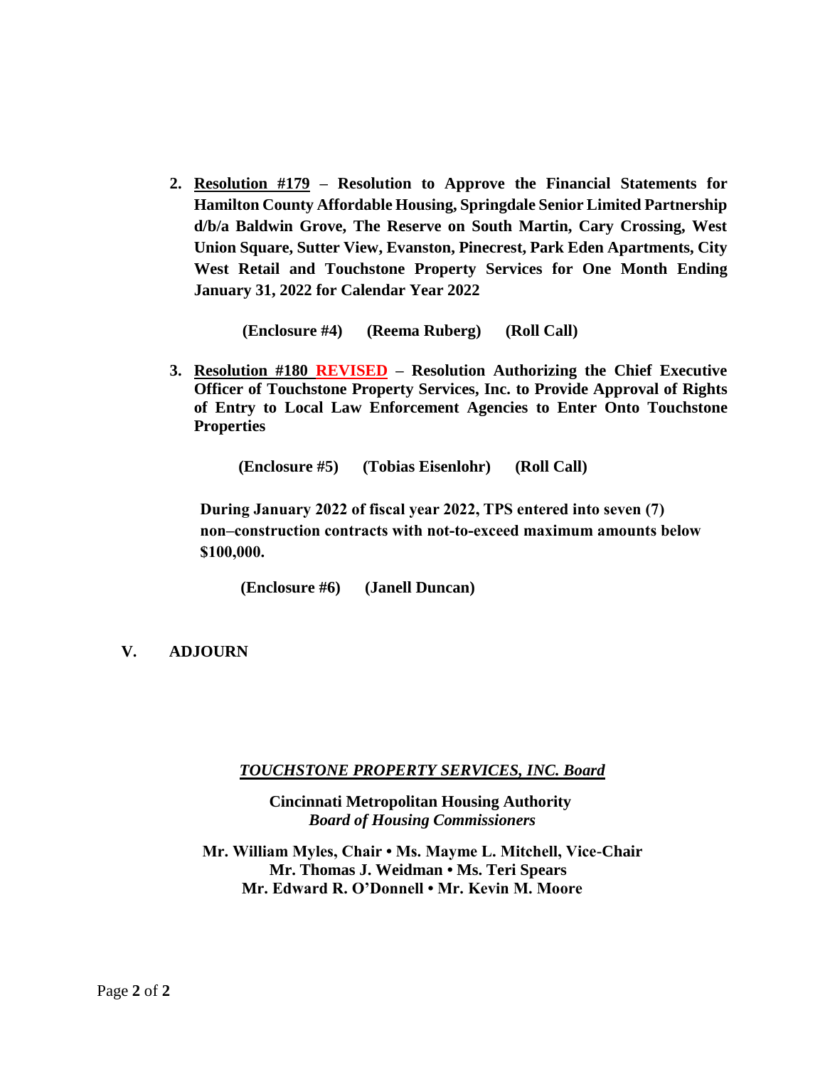2. **Resolution #179 – Resolution to Approve the Financial Statements for Hamilton County Affordable Housing, Springdale Senior Limited Partnership d/b/a Baldwin Grove, The Reserve on South Martin, Cary Crossing, West Union Square, Sutter View, Evanston, Pinecrest, Park Eden Apartments, City West Retail and Touchstone Property Services for One Month Ending January 31, 2022 for Calendar Year 2022**

   **(Enclosure #4) (Reema Ruberg) (Roll Call)**

3. **Resolution #180 REVISED – Resolution Authorizing the Chief Executive Officer of Touchstone Property Services, Inc. to Provide Approval of Rights of Entry to Local Law Enforcement Agencies to Enter Onto Touchstone Properties**

   **(Enclosure #5) (Tobias Eisenlohr) (Roll Call)**

   **During January 2022 of fiscal year 2022, TPS entered into seven (7) non–construction contracts with not-to-exceed maximum amounts below $100,000.**

   **(Enclosure #6) (Janell Duncan)**

## V. ADJOURN

***TOUCHSTONE PROPERTY SERVICES, INC. Board***

**Cincinnati Metropolitan Housing Authority**
***Board of Housing Commissioners***

**Mr. William Myles, Chair • Ms. Mayme L. Mitchell, Vice-Chair**
**Mr. Thomas J. Weidman • Ms. Teri Spears**
**Mr. Edward R. O'Donnell • Mr. Kevin M. Moore**